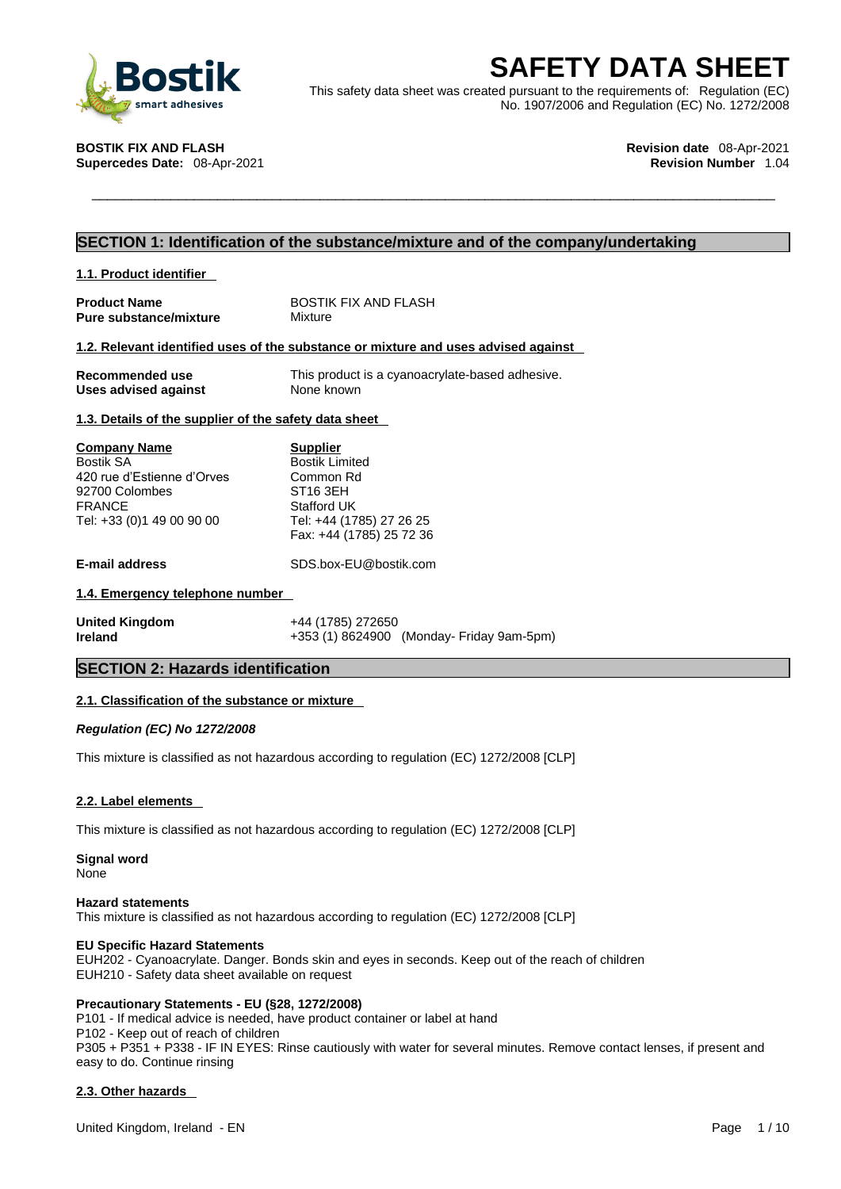# SAFETY DATA SHEET

This safety data sheet was created pursuant to the requirements of: Regulation (EC) No. 1907/2006 and Regulation (EC) No. 1272/2008

**BOSTIK FIX AND FLASH**
**Supercedes Date:** 08-Apr-2021

**Revision date** 08-Apr-2021
**Revision Number** 1.04

## SECTION 1: Identification of the substance/mixture and of the company/undertaking

### 1.1. Product identifier

| | |
|---|---|
| **Product Name** | BOSTIK FIX AND FLASH |
| **Pure substance/mixture** | Mixture |

### 1.2. Relevant identified uses of the substance or mixture and uses advised against

| | |
|---|---|
| **Recommended use** | This product is a cyanoacrylate-based adhesive. |
| **Uses advised against** | None known |

### 1.3. Details of the supplier of the safety data sheet

| **Company Name** | **Supplier** |
|---|---|
| Bostik SA | Bostik Limited |
| 420 rue d'Estienne d'Orves | Common Rd |
| 92700 Colombes | ST16 3EH |
| FRANCE | Stafford UK |
| Tel: +33 (0)1 49 00 90 00 | Tel: +44 (1785) 27 26 25 |
| | Fax: +44 (1785) 25 72 36 |

**E-mail address** SDS.box-EU@bostik.com

### 1.4. Emergency telephone number

| | |
|---|---|
| **United Kingdom** | +44 (1785) 272650 |
| **Ireland** | +353 (1) 8624900 (Monday- Friday 9am-5pm) |

## SECTION 2: Hazards identification

### 2.1. Classification of the substance or mixture

***Regulation (EC) No 1272/2008***

This mixture is classified as not hazardous according to regulation (EC) 1272/2008 [CLP]

### 2.2. Label elements

This mixture is classified as not hazardous according to regulation (EC) 1272/2008 [CLP]

**Signal word**
None

**Hazard statements**
This mixture is classified as not hazardous according to regulation (EC) 1272/2008 [CLP]

**EU Specific Hazard Statements**
EUH202 - Cyanoacrylate. Danger. Bonds skin and eyes in seconds. Keep out of the reach of children
EUH210 - Safety data sheet available on request

**Precautionary Statements - EU (§28, 1272/2008)**
P101 - If medical advice is needed, have product container or label at hand
P102 - Keep out of reach of children
P305 + P351 + P338 - IF IN EYES: Rinse cautiously with water for several minutes. Remove contact lenses, if present and easy to do. Continue rinsing

### 2.3. Other hazards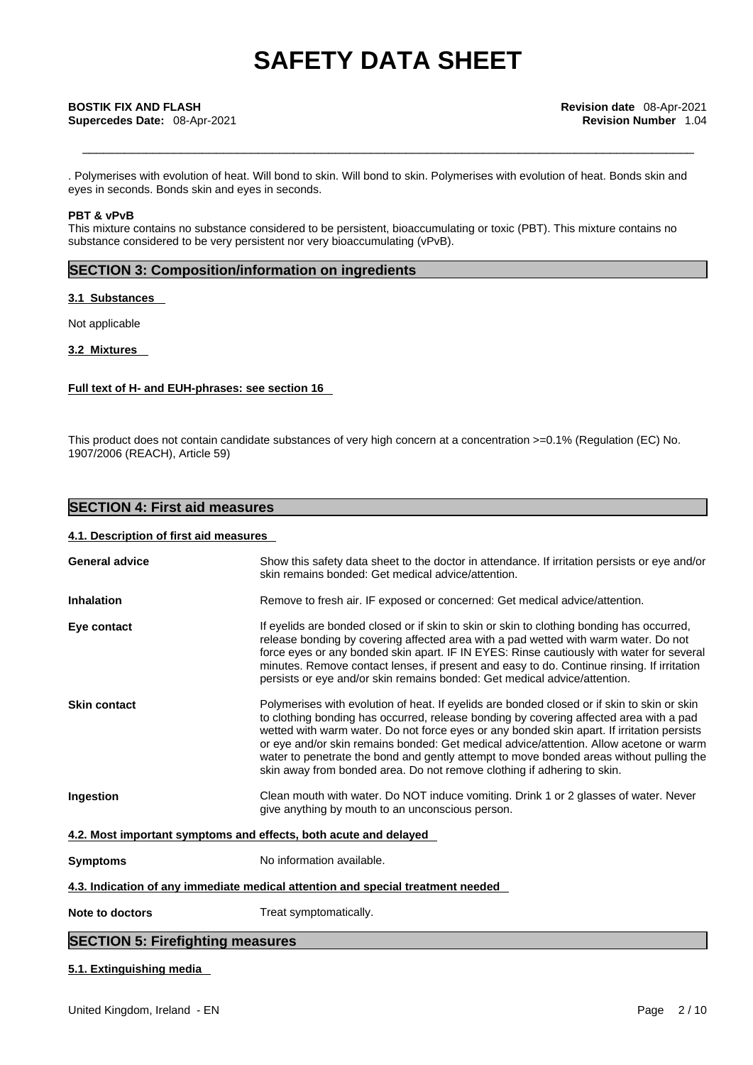. Polymerises with evolution of heat. Will bond to skin. Will bond to skin. Polymerises with evolution of heat. Bonds skin and eyes in seconds. Bonds skin and eyes in seconds.

**PBT & vPvB**

This mixture contains no substance considered to be persistent, bioaccumulating or toxic (PBT). This mixture contains no substance considered to be very persistent nor very bioaccumulating (vPvB).

## SECTION 3: Composition/information on ingredients

### 3.1 Substances

Not applicable

### 3.2 Mixtures

**Full text of H- and EUH-phrases: see section 16**

This product does not contain candidate substances of very high concern at a concentration >=0.1% (Regulation (EC) No. 1907/2006 (REACH), Article 59)

## SECTION 4: First aid measures

### 4.1. Description of first aid measures

**General advice**
Show this safety data sheet to the doctor in attendance. If irritation persists or eye and/or skin remains bonded: Get medical advice/attention.

**Inhalation**
Remove to fresh air. IF exposed or concerned: Get medical advice/attention.

**Eye contact**
If eyelids are bonded closed or if skin to skin or skin to clothing bonding has occurred, release bonding by covering affected area with a pad wetted with warm water. Do not force eyes or any bonded skin apart. IF IN EYES: Rinse cautiously with water for several minutes. Remove contact lenses, if present and easy to do. Continue rinsing. If irritation persists or eye and/or skin remains bonded: Get medical advice/attention.

**Skin contact**
Polymerises with evolution of heat. If eyelids are bonded closed or if skin to skin or skin to clothing bonding has occurred, release bonding by covering affected area with a pad wetted with warm water. Do not force eyes or any bonded skin apart. If irritation persists or eye and/or skin remains bonded: Get medical advice/attention. Allow acetone or warm water to penetrate the bond and gently attempt to move bonded areas without pulling the skin away from bonded area. Do not remove clothing if adhering to skin.

**Ingestion**
Clean mouth with water. Do NOT induce vomiting. Drink 1 or 2 glasses of water. Never give anything by mouth to an unconscious person.

### 4.2. Most important symptoms and effects, both acute and delayed

**Symptoms**
No information available.

### 4.3. Indication of any immediate medical attention and special treatment needed

**Note to doctors**
Treat symptomatically.

## SECTION 5: Firefighting measures

### 5.1. Extinguishing media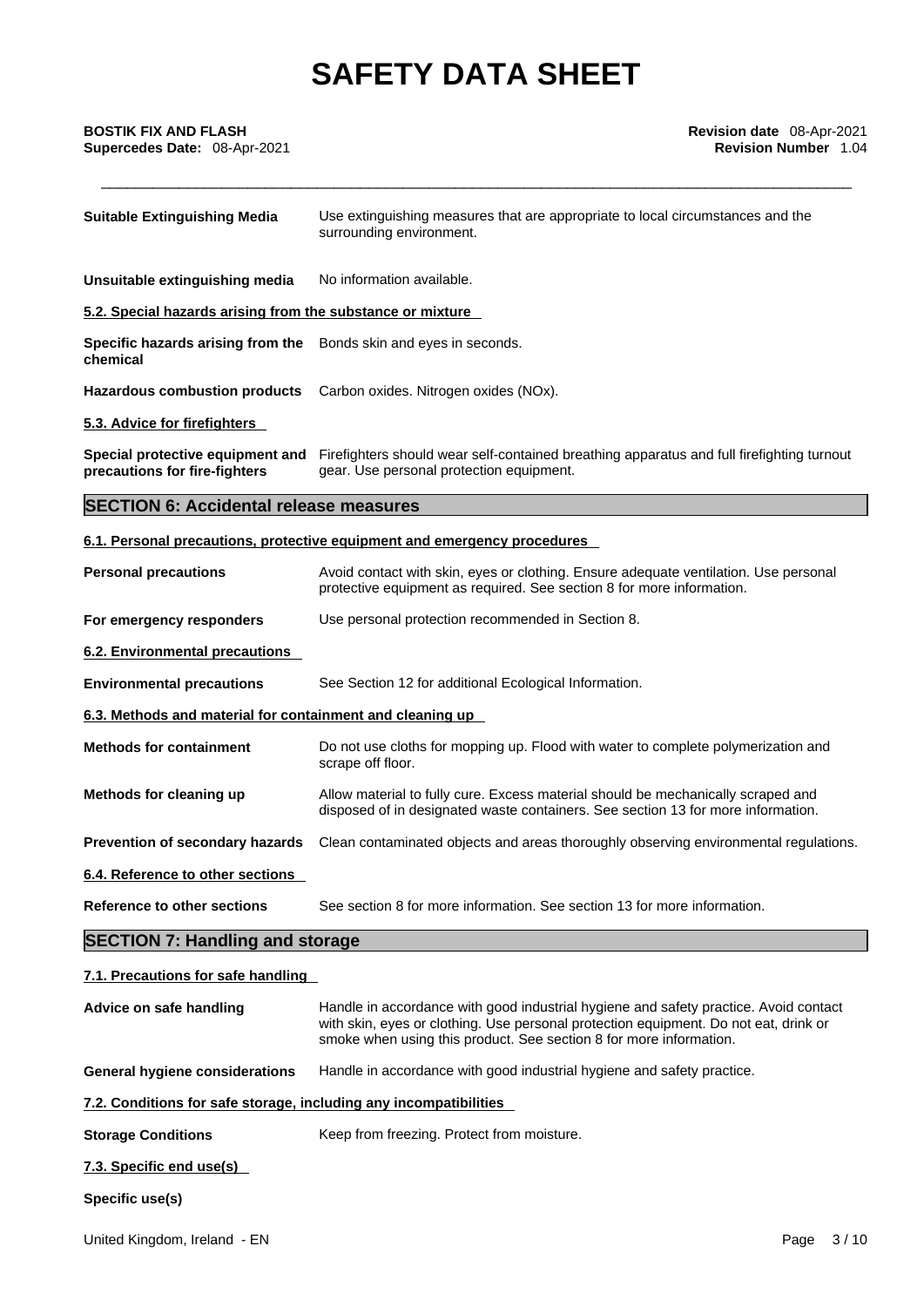| | |
|---|---|
| **Suitable Extinguishing Media** | Use extinguishing measures that are appropriate to local circumstances and the surrounding environment. |
| **Unsuitable extinguishing media** | No information available. |

**5.2. Special hazards arising from the substance or mixture**

| | |
|---|---|
| **Specific hazards arising from the chemical** | Bonds skin and eyes in seconds. |
| **Hazardous combustion products** | Carbon oxides. Nitrogen oxides (NOx). |

**5.3. Advice for firefighters**

| | |
|---|---|
| **Special protective equipment and precautions for fire-fighters** | Firefighters should wear self-contained breathing apparatus and full firefighting turnout gear. Use personal protection equipment. |

## SECTION 6: Accidental release measures

**6.1. Personal precautions, protective equipment and emergency procedures**

| | |
|---|---|
| **Personal precautions** | Avoid contact with skin, eyes or clothing. Ensure adequate ventilation. Use personal protective equipment as required. See section 8 for more information. |
| **For emergency responders** | Use personal protection recommended in Section 8. |

**6.2. Environmental precautions**

| | |
|---|---|
| **Environmental precautions** | See Section 12 for additional Ecological Information. |

**6.3. Methods and material for containment and cleaning up**

| | |
|---|---|
| **Methods for containment** | Do not use cloths for mopping up. Flood with water to complete polymerization and scrape off floor. |
| **Methods for cleaning up** | Allow material to fully cure. Excess material should be mechanically scraped and disposed of in designated waste containers. See section 13 for more information. |
| **Prevention of secondary hazards** | Clean contaminated objects and areas thoroughly observing environmental regulations. |

**6.4. Reference to other sections**

| | |
|---|---|
| **Reference to other sections** | See section 8 for more information. See section 13 for more information. |

## SECTION 7: Handling and storage

**7.1. Precautions for safe handling**

| | |
|---|---|
| **Advice on safe handling** | Handle in accordance with good industrial hygiene and safety practice. Avoid contact with skin, eyes or clothing. Use personal protection equipment. Do not eat, drink or smoke when using this product. See section 8 for more information. |
| **General hygiene considerations** | Handle in accordance with good industrial hygiene and safety practice. |

**7.2. Conditions for safe storage, including any incompatibilities**

| | |
|---|---|
| **Storage Conditions** | Keep from freezing. Protect from moisture. |

**7.3. Specific end use(s)**

**Specific use(s)**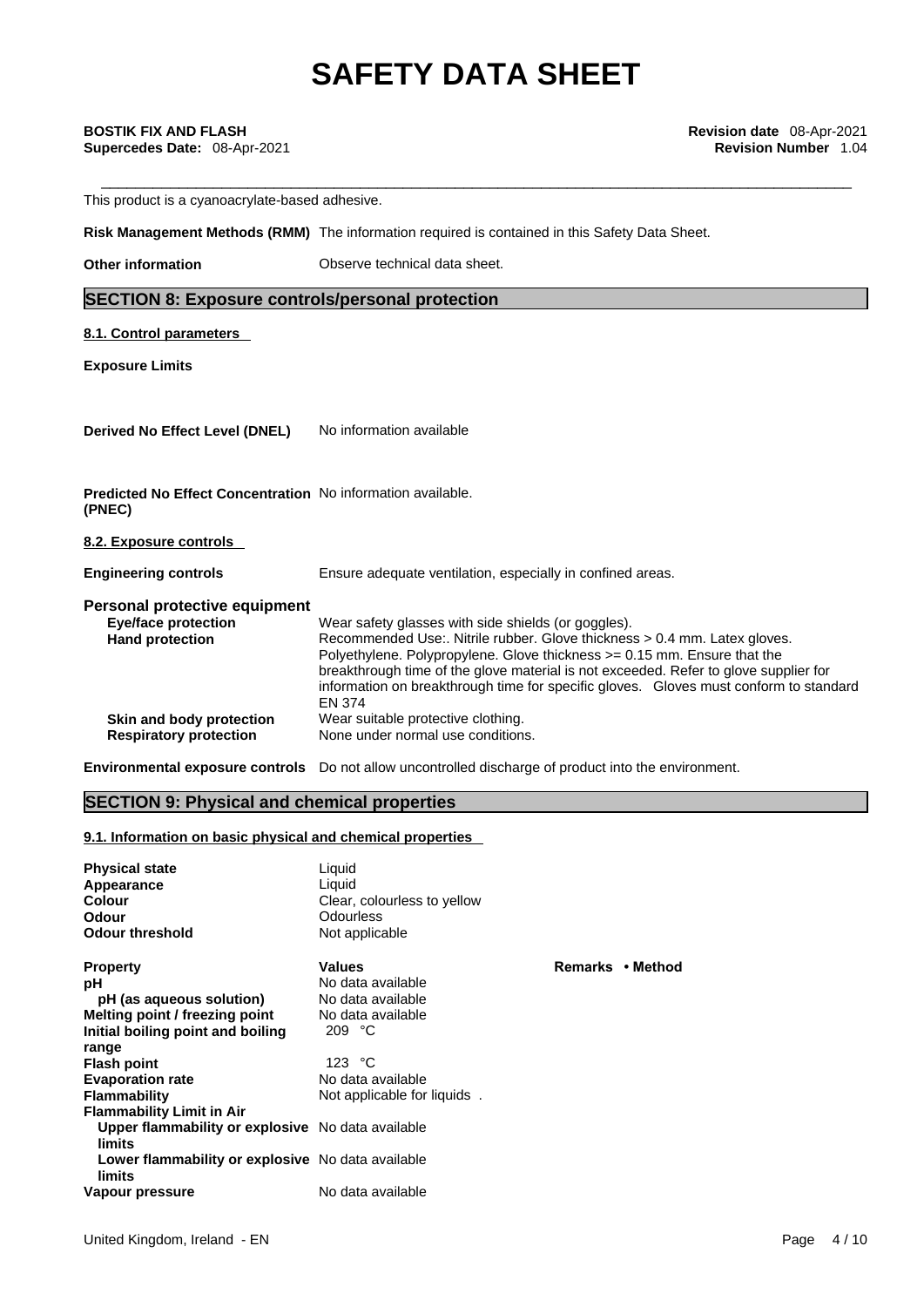This product is a cyanoacrylate-based adhesive.

**Risk Management Methods (RMM)** The information required is contained in this Safety Data Sheet.

**Other information** Observe technical data sheet.

## SECTION 8: Exposure controls/personal protection

### 8.1. Control parameters

**Exposure Limits**

**Derived No Effect Level (DNEL)** No information available

**Predicted No Effect Concentration (PNEC)** No information available.

### 8.2. Exposure controls

**Engineering controls** Ensure adequate ventilation, especially in confined areas.

**Personal protective equipment**

**Eye/face protection** Wear safety glasses with side shields (or goggles).

**Hand protection** Recommended Use:. Nitrile rubber. Glove thickness > 0.4 mm. Latex gloves. Polyethylene. Polypropylene. Glove thickness >= 0.15 mm. Ensure that the breakthrough time of the glove material is not exceeded. Refer to glove supplier for information on breakthrough time for specific gloves. Gloves must conform to standard EN 374

**Skin and body protection** Wear suitable protective clothing.

**Respiratory protection** None under normal use conditions.

**Environmental exposure controls** Do not allow uncontrolled discharge of product into the environment.

## SECTION 9: Physical and chemical properties

### 9.1. Information on basic physical and chemical properties

**Physical state** Liquid
**Appearance** Liquid
**Colour** Clear, colourless to yellow
**Odour** Odourless
**Odour threshold** Not applicable

| Property | Values | Remarks • Method |
|---|---|---|
| pH | No data available | |
| pH (as aqueous solution) | No data available | |
| Melting point / freezing point | No data available | |
| Initial boiling point and boiling range | 209 °C | |
| Flash point | 123 °C | |
| Evaporation rate | No data available | |
| Flammability | Not applicable for liquids . | |
| Flammability Limit in Air | | |
| Upper flammability or explosive limits | No data available | |
| Lower flammability or explosive limits | No data available | |
| Vapour pressure | No data available | |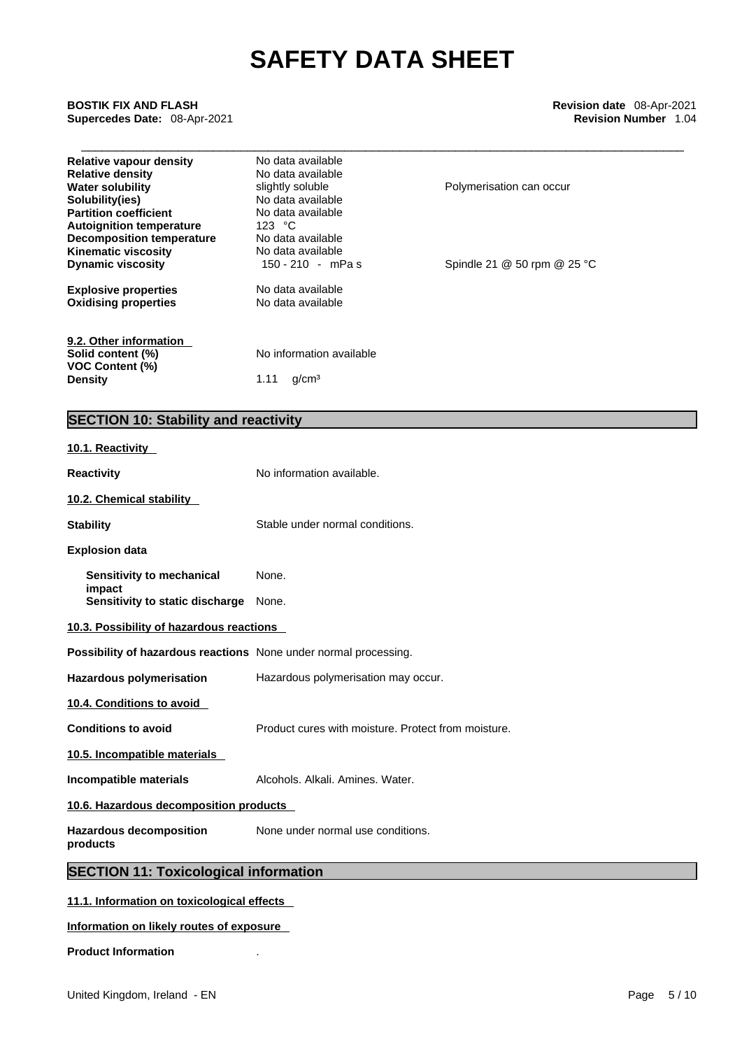| | | |
|---|---|---|
| **Relative vapour density** | No data available | |
| **Relative density** | No data available | |
| **Water solubility** | slightly soluble | Polymerisation can occur |
| **Solubility(ies)** | No data available | |
| **Partition coefficient** | No data available | |
| **Autoignition temperature** | 123 °C | |
| **Decomposition temperature** | No data available | |
| **Kinematic viscosity** | No data available | |
| **Dynamic viscosity** | 150 - 210 - mPa s | Spindle 21 @ 50 rpm @ 25 °C |
| **Explosive properties** | No data available | |
| **Oxidising properties** | No data available | |

**9.2. Other information**

| | |
|---|---|
| **Solid content (%)** | No information available |
| **VOC Content (%)** | |
| **Density** | 1.11 g/cm³ |

## SECTION 10: Stability and reactivity

**10.1. Reactivity**

**Reactivity** No information available.

**10.2. Chemical stability**

**Stability** Stable under normal conditions.

**Explosion data**

**Sensitivity to mechanical impact** None.
**Sensitivity to static discharge** None.

**10.3. Possibility of hazardous reactions**

**Possibility of hazardous reactions** None under normal processing.

**Hazardous polymerisation** Hazardous polymerisation may occur.

**10.4. Conditions to avoid**

**Conditions to avoid** Product cures with moisture. Protect from moisture.

**10.5. Incompatible materials**

**Incompatible materials** Alcohols. Alkali. Amines. Water.

**10.6. Hazardous decomposition products**

**Hazardous decomposition products** None under normal use conditions.

## SECTION 11: Toxicological information

**11.1. Information on toxicological effects**

**Information on likely routes of exposure**

**Product Information** .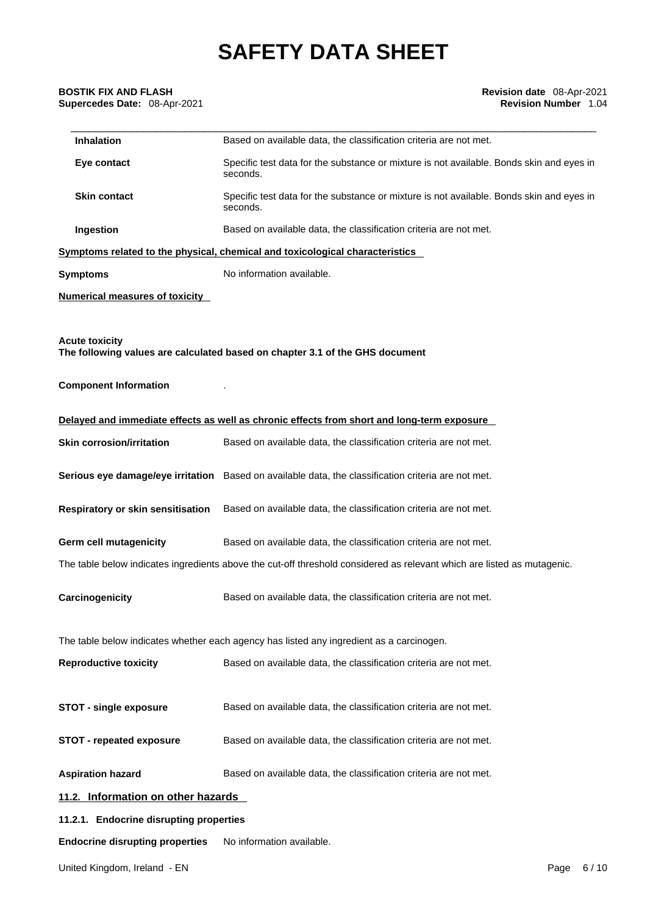| | |
|---|---|
| **Inhalation** | Based on available data, the classification criteria are not met. |
| **Eye contact** | Specific test data for the substance or mixture is not available. Bonds skin and eyes in seconds. |
| **Skin contact** | Specific test data for the substance or mixture is not available. Bonds skin and eyes in seconds. |
| **Ingestion** | Based on available data, the classification criteria are not met. |

**Symptoms related to the physical, chemical and toxicological characteristics**

**Symptoms** No information available.

**Numerical measures of toxicity**

**Acute toxicity**
**The following values are calculated based on chapter 3.1 of the GHS document**

**Component Information** .

**Delayed and immediate effects as well as chronic effects from short and long-term exposure**

**Skin corrosion/irritation** Based on available data, the classification criteria are not met.

**Serious eye damage/eye irritation** Based on available data, the classification criteria are not met.

**Respiratory or skin sensitisation** Based on available data, the classification criteria are not met.

**Germ cell mutagenicity** Based on available data, the classification criteria are not met.

The table below indicates ingredients above the cut-off threshold considered as relevant which are listed as mutagenic.

**Carcinogenicity** Based on available data, the classification criteria are not met.

The table below indicates whether each agency has listed any ingredient as a carcinogen.

**Reproductive toxicity** Based on available data, the classification criteria are not met.

**STOT - single exposure** Based on available data, the classification criteria are not met.

**STOT - repeated exposure** Based on available data, the classification criteria are not met.

**Aspiration hazard** Based on available data, the classification criteria are not met.

## 11.2. Information on other hazards

### 11.2.1. Endocrine disrupting properties

**Endocrine disrupting properties** No information available.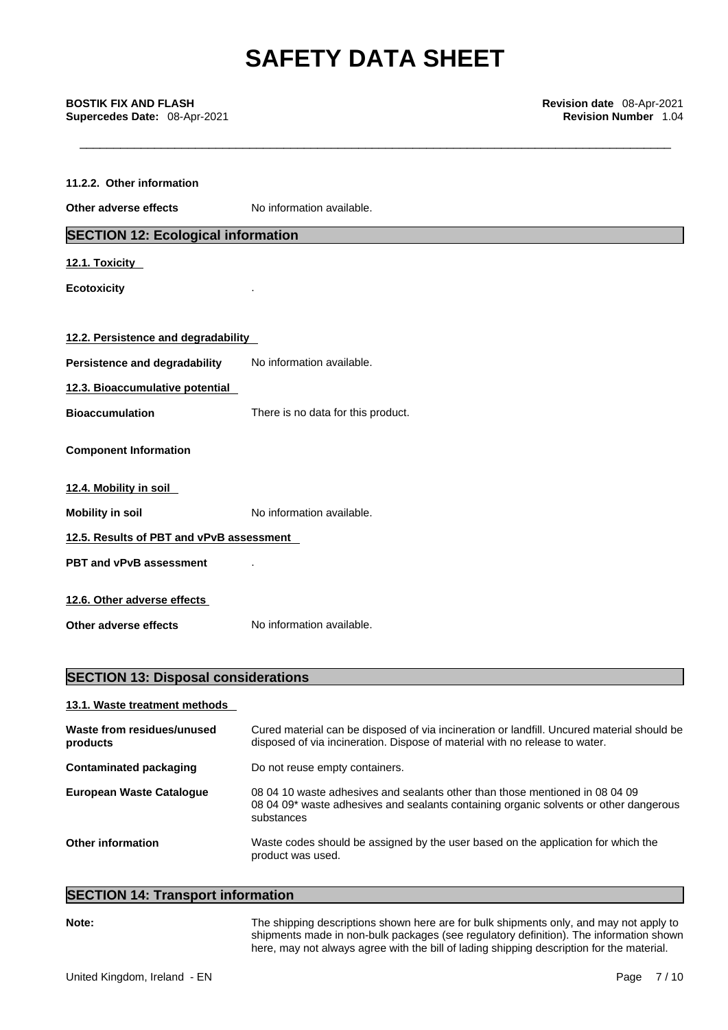#### 11.2.2. Other information

| | |
|---|---|
| **Other adverse effects** | No information available. |

## SECTION 12: Ecological information

### 12.1. Toxicity

| | |
|---|---|
| **Ecotoxicity** | . |

### 12.2. Persistence and degradability

| | |
|---|---|
| **Persistence and degradability** | No information available. |

### 12.3. Bioaccumulative potential

| | |
|---|---|
| **Bioaccumulation** | There is no data for this product. |

**Component Information**

### 12.4. Mobility in soil

| | |
|---|---|
| **Mobility in soil** | No information available. |

### 12.5. Results of PBT and vPvB assessment

| | |
|---|---|
| **PBT and vPvB assessment** | . |

### 12.6. Other adverse effects

| | |
|---|---|
| **Other adverse effects** | No information available. |

## SECTION 13: Disposal considerations

### 13.1. Waste treatment methods

| | |
|---|---|
| **Waste from residues/unused products** | Cured material can be disposed of via incineration or landfill. Uncured material should be disposed of via incineration. Dispose of material with no release to water. |
| **Contaminated packaging** | Do not reuse empty containers. |
| **European Waste Catalogue** | 08 04 10 waste adhesives and sealants other than those mentioned in 08 04 09<br>08 04 09* waste adhesives and sealants containing organic solvents or other dangerous substances |
| **Other information** | Waste codes should be assigned by the user based on the application for which the product was used. |

## SECTION 14: Transport information

| | |
|---|---|
| **Note:** | The shipping descriptions shown here are for bulk shipments only, and may not apply to shipments made in non-bulk packages (see regulatory definition). The information shown here, may not always agree with the bill of lading shipping description for the material. |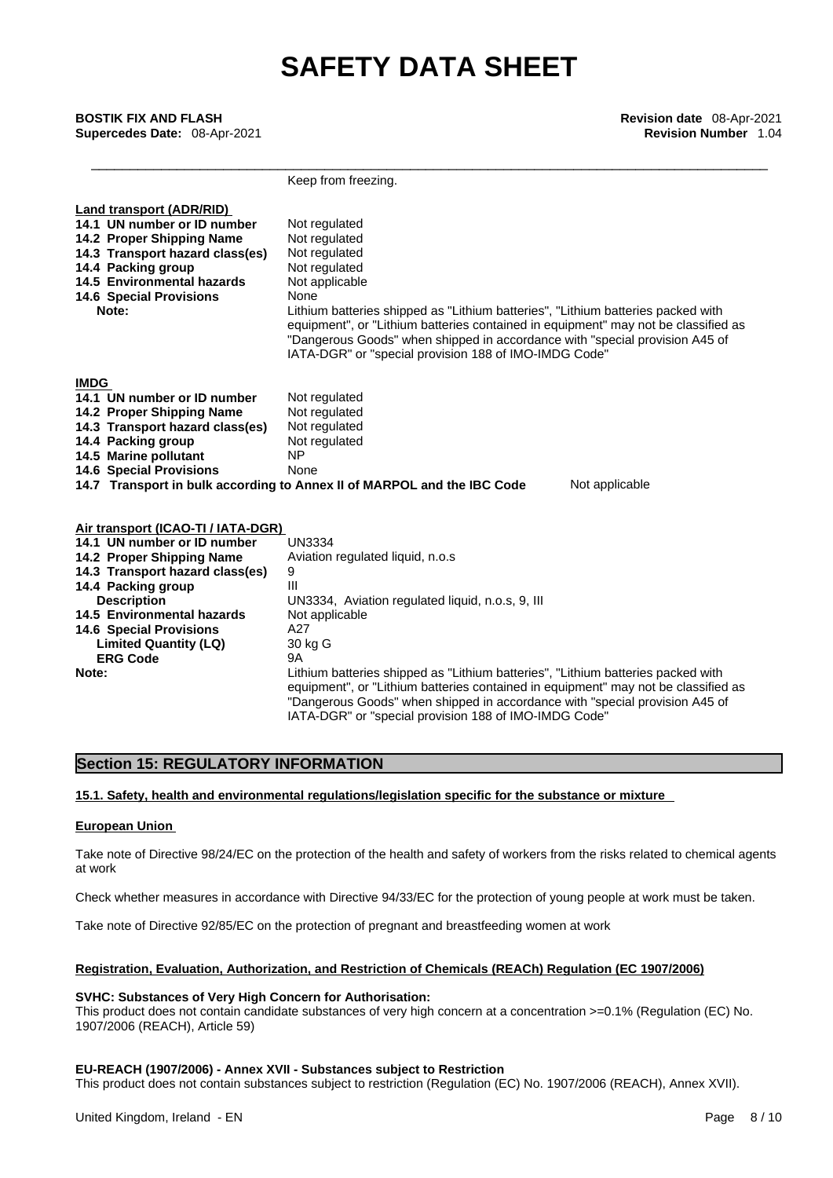Keep from freezing.

**Land transport (ADR/RID)**

| | |
|---|---|
| **14.1 UN number or ID number** | Not regulated |
| **14.2 Proper Shipping Name** | Not regulated |
| **14.3 Transport hazard class(es)** | Not regulated |
| **14.4 Packing group** | Not regulated |
| **14.5 Environmental hazards** | Not applicable |
| **14.6 Special Provisions** | None |
| **Note:** | Lithium batteries shipped as "Lithium batteries", "Lithium batteries packed with equipment", or "Lithium batteries contained in equipment" may not be classified as "Dangerous Goods" when shipped in accordance with "special provision A45 of IATA-DGR" or "special provision 188 of IMO-IMDG Code" |

**IMDG**

| | |
|---|---|
| **14.1 UN number or ID number** | Not regulated |
| **14.2 Proper Shipping Name** | Not regulated |
| **14.3 Transport hazard class(es)** | Not regulated |
| **14.4 Packing group** | Not regulated |
| **14.5 Marine pollutant** | NP |
| **14.6 Special Provisions** | None |
| **14.7 Transport in bulk according to Annex II of MARPOL and the IBC Code** | Not applicable |

**Air transport (ICAO-TI / IATA-DGR)**

| | |
|---|---|
| **14.1 UN number or ID number** | UN3334 |
| **14.2 Proper Shipping Name** | Aviation regulated liquid, n.o.s |
| **14.3 Transport hazard class(es)** | 9 |
| **14.4 Packing group** | III |
| **Description** | UN3334, Aviation regulated liquid, n.o.s, 9, III |
| **14.5 Environmental hazards** | Not applicable |
| **14.6 Special Provisions** | A27 |
| **Limited Quantity (LQ)** | 30 kg G |
| **ERG Code** | 9A |
| **Note:** | Lithium batteries shipped as "Lithium batteries", "Lithium batteries packed with equipment", or "Lithium batteries contained in equipment" may not be classified as "Dangerous Goods" when shipped in accordance with "special provision A45 of IATA-DGR" or "special provision 188 of IMO-IMDG Code" |

## Section 15: REGULATORY INFORMATION

### 15.1. Safety, health and environmental regulations/legislation specific for the substance or mixture

**European Union**

Take note of Directive 98/24/EC on the protection of the health and safety of workers from the risks related to chemical agents at work

Check whether measures in accordance with Directive 94/33/EC for the protection of young people at work must be taken.

Take note of Directive 92/85/EC on the protection of pregnant and breastfeeding women at work

**Registration, Evaluation, Authorization, and Restriction of Chemicals (REACh) Regulation (EC 1907/2006)**

**SVHC: Substances of Very High Concern for Authorisation:**
This product does not contain candidate substances of very high concern at a concentration >=0.1% (Regulation (EC) No. 1907/2006 (REACH), Article 59)

**EU-REACH (1907/2006) - Annex XVII - Substances subject to Restriction**
This product does not contain substances subject to restriction (Regulation (EC) No. 1907/2006 (REACH), Annex XVII).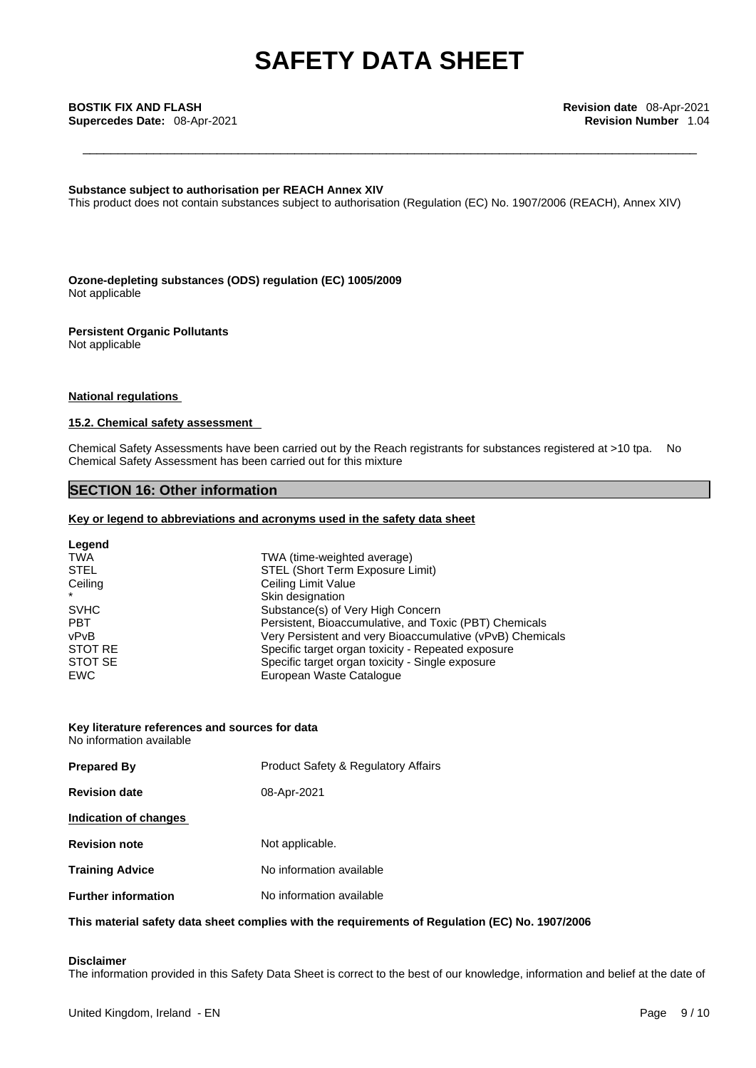**Substance subject to authorisation per REACH Annex XIV**
This product does not contain substances subject to authorisation (Regulation (EC) No. 1907/2006 (REACH), Annex XIV)

**Ozone-depleting substances (ODS) regulation (EC) 1005/2009**
Not applicable

**Persistent Organic Pollutants**
Not applicable

**National regulations**

**15.2. Chemical safety assessment**

Chemical Safety Assessments have been carried out by the Reach registrants for substances registered at >10 tpa. No Chemical Safety Assessment has been carried out for this mixture

## SECTION 16: Other information

**Key or legend to abbreviations and acronyms used in the safety data sheet**

**Legend**

| | |
|---|---|
| TWA | TWA (time-weighted average) |
| STEL | STEL (Short Term Exposure Limit) |
| Ceiling | Ceiling Limit Value |
| * | Skin designation |
| SVHC | Substance(s) of Very High Concern |
| PBT | Persistent, Bioaccumulative, and Toxic (PBT) Chemicals |
| vPvB | Very Persistent and very Bioaccumulative (vPvB) Chemicals |
| STOT RE | Specific target organ toxicity - Repeated exposure |
| STOT SE | Specific target organ toxicity - Single exposure |
| EWC | European Waste Catalogue |

**Key literature references and sources for data**
No information available

**Prepared By** Product Safety & Regulatory Affairs

**Revision date** 08-Apr-2021

**Indication of changes**

**Revision note** Not applicable.

**Training Advice** No information available

**Further information** No information available

**This material safety data sheet complies with the requirements of Regulation (EC) No. 1907/2006**

**Disclaimer**
The information provided in this Safety Data Sheet is correct to the best of our knowledge, information and belief at the date of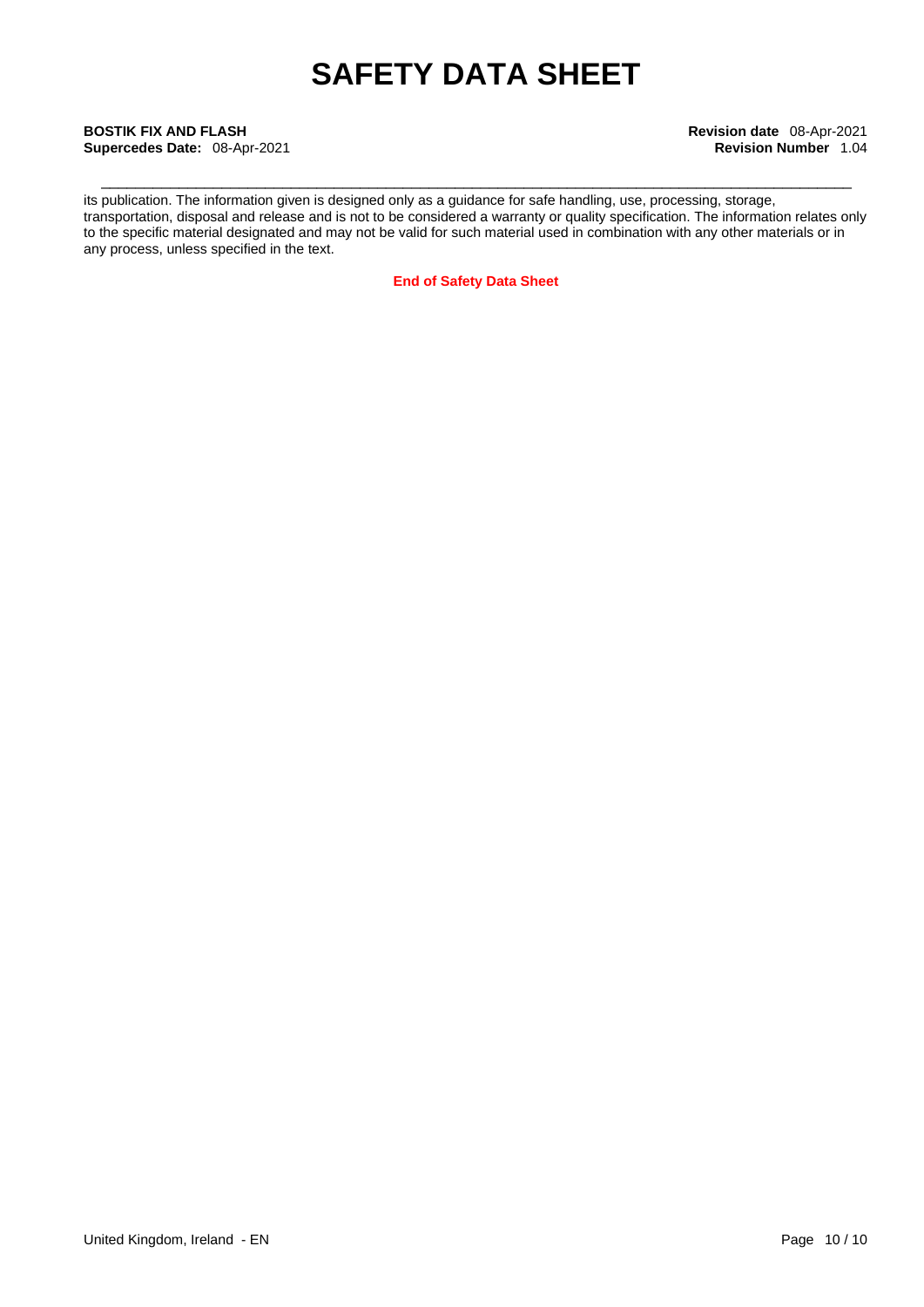its publication. The information given is designed only as a guidance for safe handling, use, processing, storage, transportation, disposal and release and is not to be considered a warranty or quality specification. The information relates only to the specific material designated and may not be valid for such material used in combination with any other materials or in any process, unless specified in the text.

**End of Safety Data Sheet**